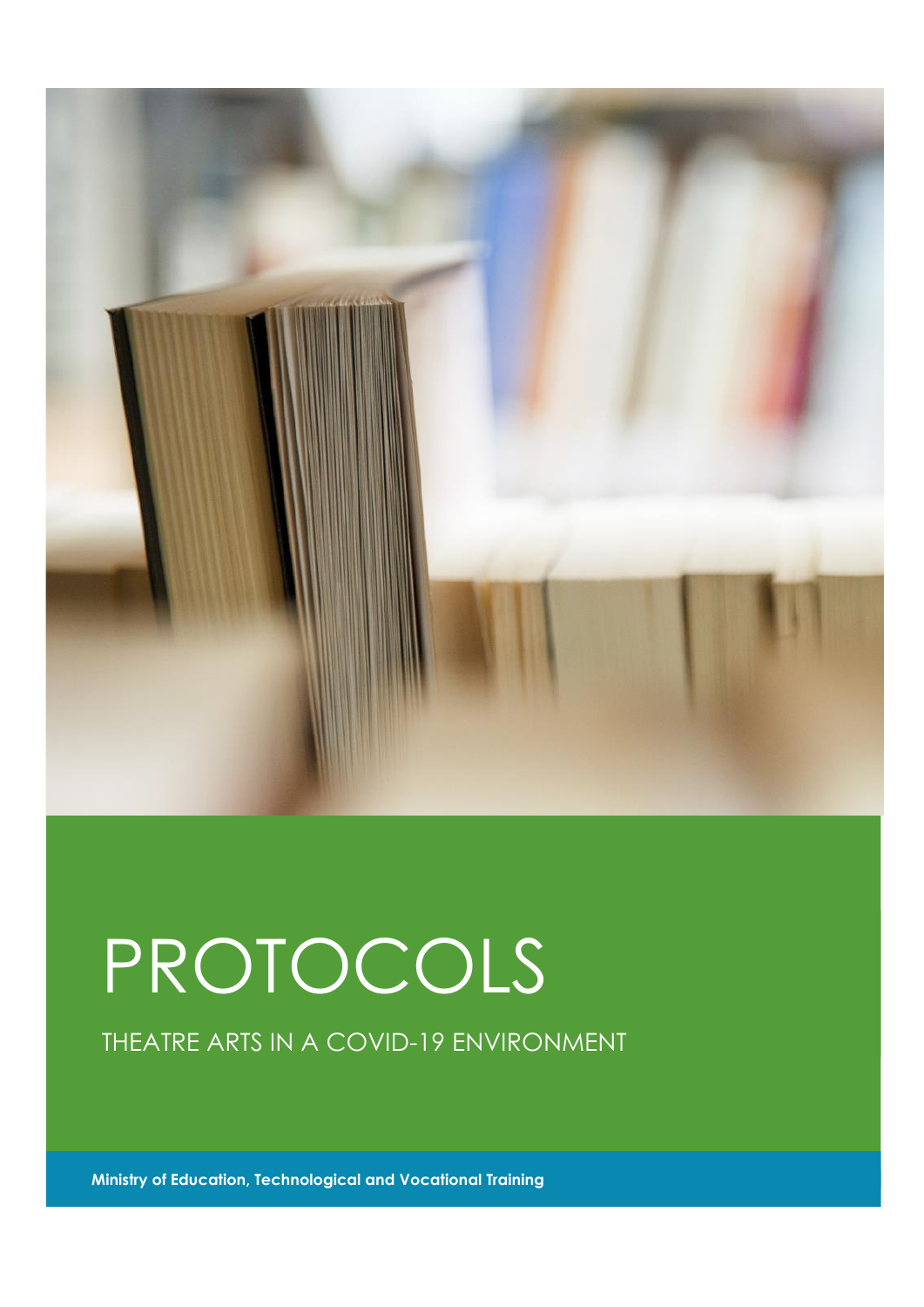# PROTOCOLS

THEATRE ARTS IN A COVID-19 ENVIRONMENT

**Ministry of Education, Technological and Vocational Training**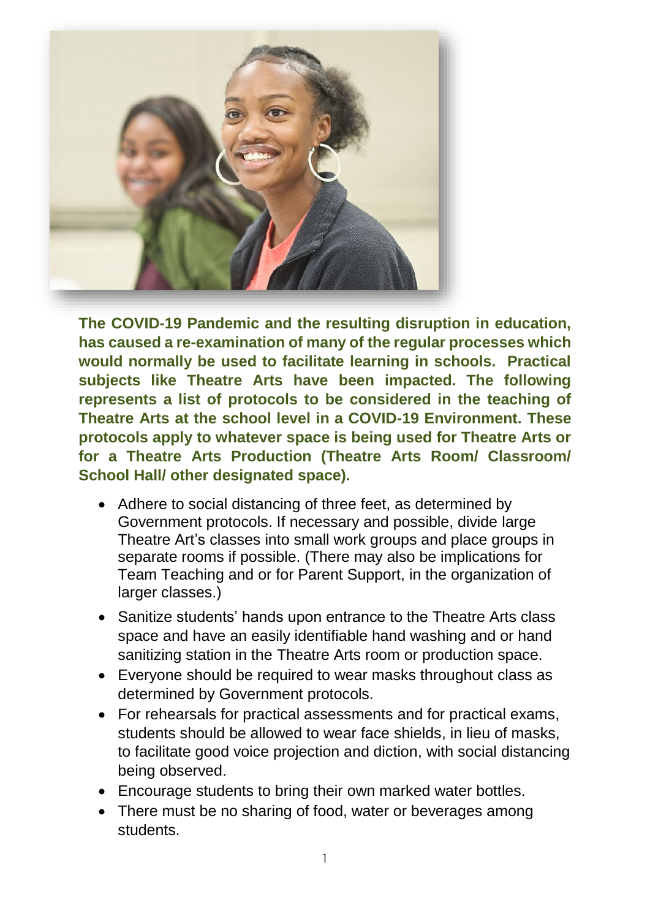**The COVID-19 Pandemic and the resulting disruption in education, has caused a re-examination of many of the regular processes which would normally be used to facilitate learning in schools. Practical subjects like Theatre Arts have been impacted. The following represents a list of protocols to be considered in the teaching of Theatre Arts at the school level in a COVID-19 Environment. These protocols apply to whatever space is being used for Theatre Arts or for a Theatre Arts Production (Theatre Arts Room/ Classroom/ School Hall/ other designated space).**

- Adhere to social distancing of three feet, as determined by Government protocols. If necessary and possible, divide large Theatre Art's classes into small work groups and place groups in separate rooms if possible. (There may also be implications for Team Teaching and or for Parent Support, in the organization of larger classes.)
- Sanitize students' hands upon entrance to the Theatre Arts class space and have an easily identifiable hand washing and or hand sanitizing station in the Theatre Arts room or production space.
- Everyone should be required to wear masks throughout class as determined by Government protocols.
- For rehearsals for practical assessments and for practical exams, students should be allowed to wear face shields, in lieu of masks, to facilitate good voice projection and diction, with social distancing being observed.
- Encourage students to bring their own marked water bottles.
- There must be no sharing of food, water or beverages among students.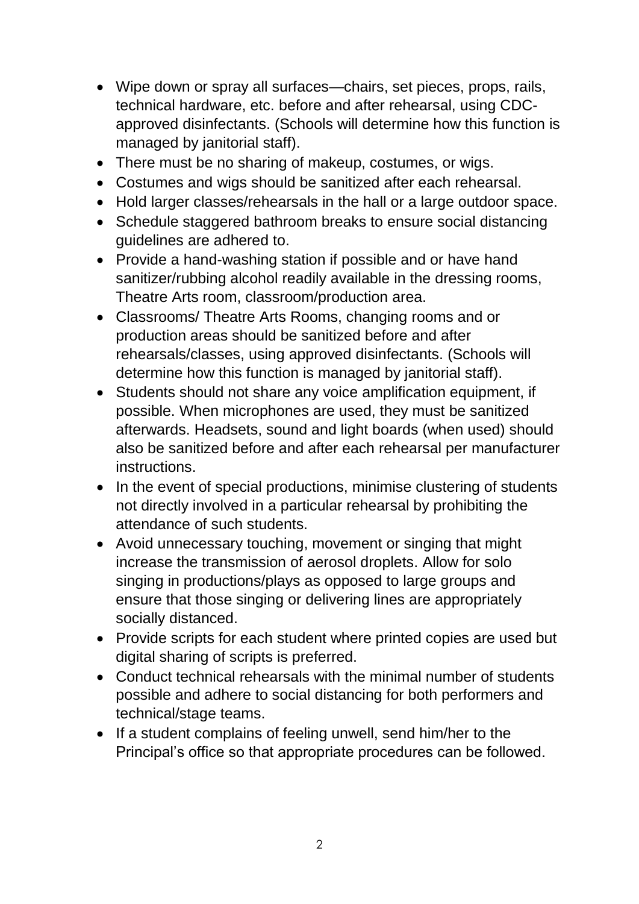- Wipe down or spray all surfaces—chairs, set pieces, props, rails, technical hardware, etc. before and after rehearsal, using CDC-approved disinfectants. (Schools will determine how this function is managed by janitorial staff).
- There must be no sharing of makeup, costumes, or wigs.
- Costumes and wigs should be sanitized after each rehearsal.
- Hold larger classes/rehearsals in the hall or a large outdoor space.
- Schedule staggered bathroom breaks to ensure social distancing guidelines are adhered to.
- Provide a hand-washing station if possible and or have hand sanitizer/rubbing alcohol readily available in the dressing rooms, Theatre Arts room, classroom/production area.
- Classrooms/ Theatre Arts Rooms, changing rooms and or production areas should be sanitized before and after rehearsals/classes, using approved disinfectants. (Schools will determine how this function is managed by janitorial staff).
- Students should not share any voice amplification equipment, if possible. When microphones are used, they must be sanitized afterwards. Headsets, sound and light boards (when used) should also be sanitized before and after each rehearsal per manufacturer instructions.
- In the event of special productions, minimise clustering of students not directly involved in a particular rehearsal by prohibiting the attendance of such students.
- Avoid unnecessary touching, movement or singing that might increase the transmission of aerosol droplets. Allow for solo singing in productions/plays as opposed to large groups and ensure that those singing or delivering lines are appropriately socially distanced.
- Provide scripts for each student where printed copies are used but digital sharing of scripts is preferred.
- Conduct technical rehearsals with the minimal number of students possible and adhere to social distancing for both performers and technical/stage teams.
- If a student complains of feeling unwell, send him/her to the Principal's office so that appropriate procedures can be followed.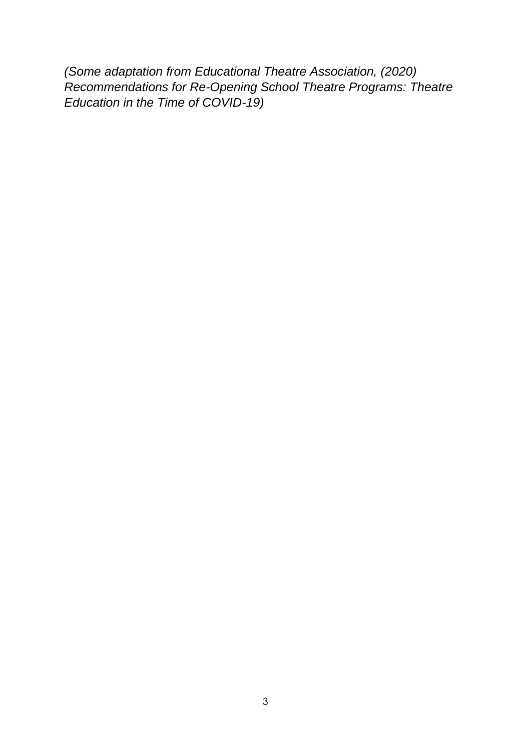*(Some adaptation from Educational Theatre Association, (2020) Recommendations for Re-Opening School Theatre Programs: Theatre Education in the Time of COVID-19)*